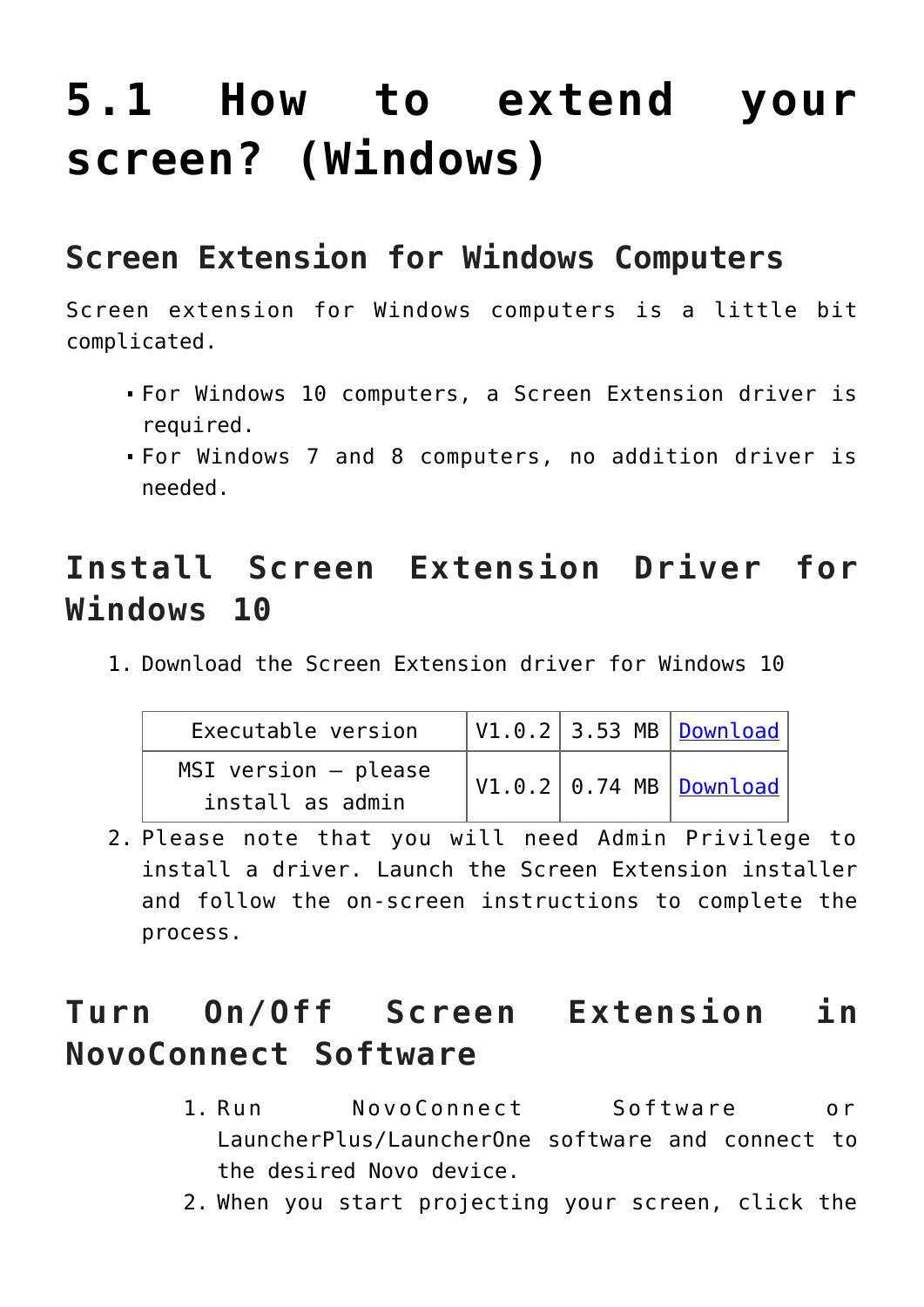# 5.1 How to extend your screen? (Windows)

## Screen Extension for Windows Computers

Screen extension for Windows computers is a little bit complicated.

- For Windows 10 computers, a Screen Extension driver is required.
- For Windows 7 and 8 computers, no addition driver is needed.

## Install Screen Extension Driver for Windows 10

1. Download the Screen Extension driver for Windows 10

| Executable version | V1.0.2 | 3.53 MB | Download |
|---|---|---|---|
| MSI version – please install as admin | V1.0.2 | 0.74 MB | Download |

2. Please note that you will need Admin Privilege to install a driver. Launch the Screen Extension installer and follow the on-screen instructions to complete the process.

## Turn On/Off Screen Extension in NovoConnect Software

1. Run NovoConnect Software or LauncherPlus/LauncherOne software and connect to the desired Novo device.
2. When you start projecting your screen, click the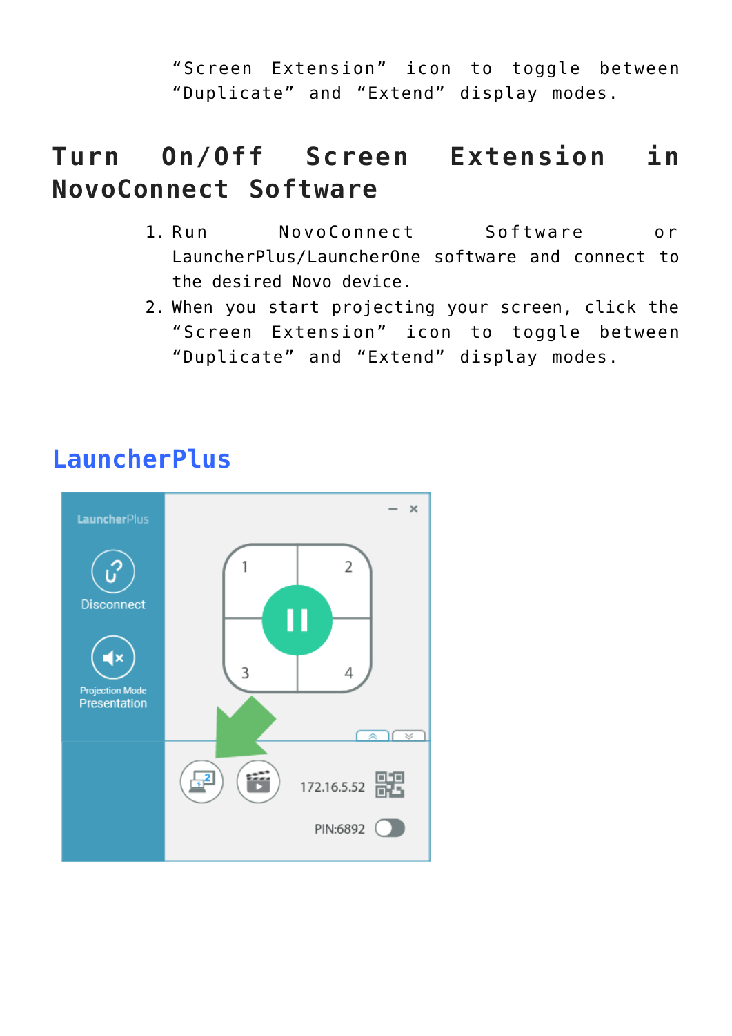"Screen Extension" icon to toggle between "Duplicate" and "Extend" display modes.

## Turn On/Off Screen Extension in NovoConnect Software

1. Run NovoConnect Software or LauncherPlus/LauncherOne software and connect to the desired Novo device.
2. When you start projecting your screen, click the "Screen Extension" icon to toggle between "Duplicate" and "Extend" display modes.

### LauncherPlus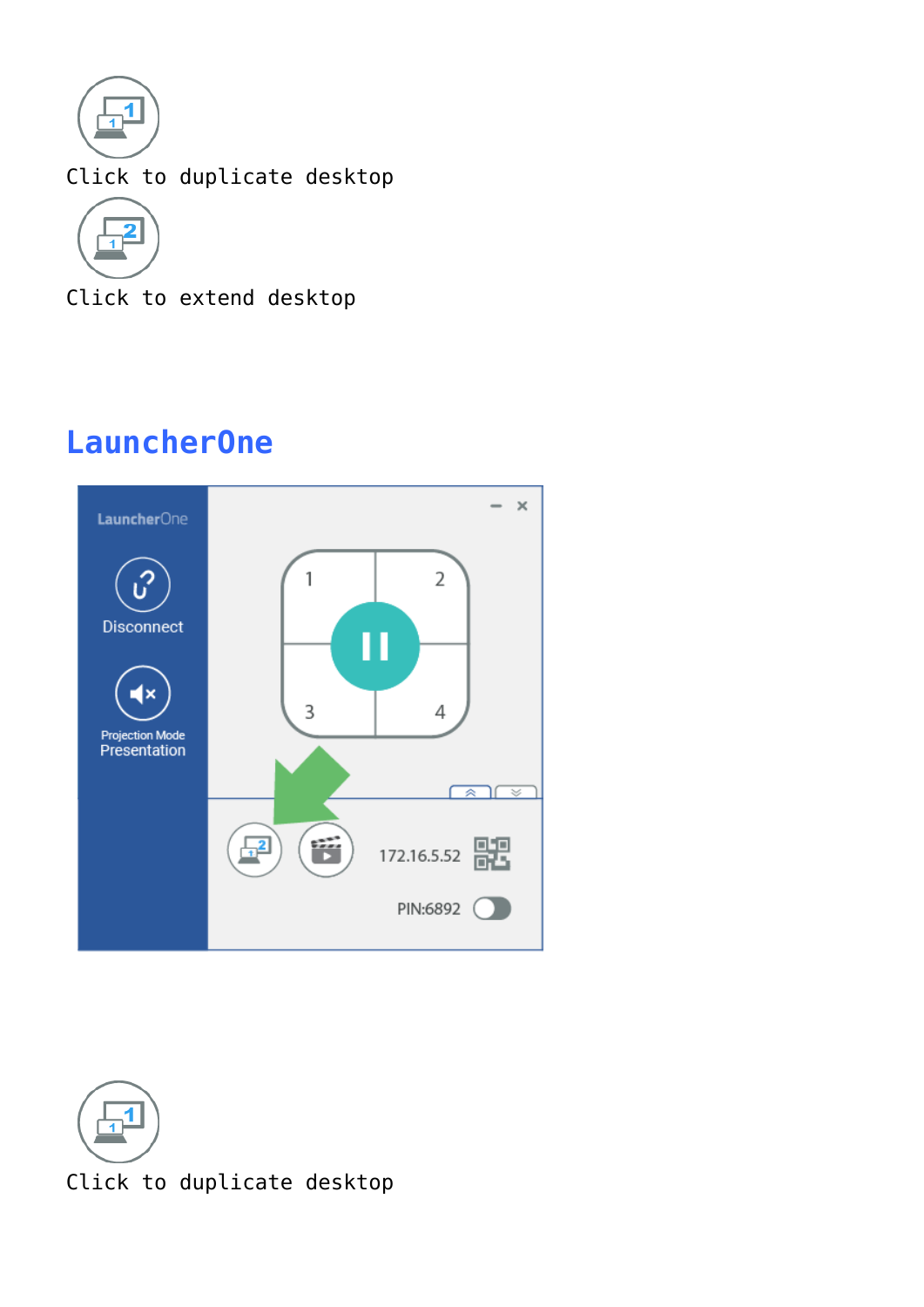Click to duplicate desktop

Click to extend desktop

## LauncherOne

Click to duplicate desktop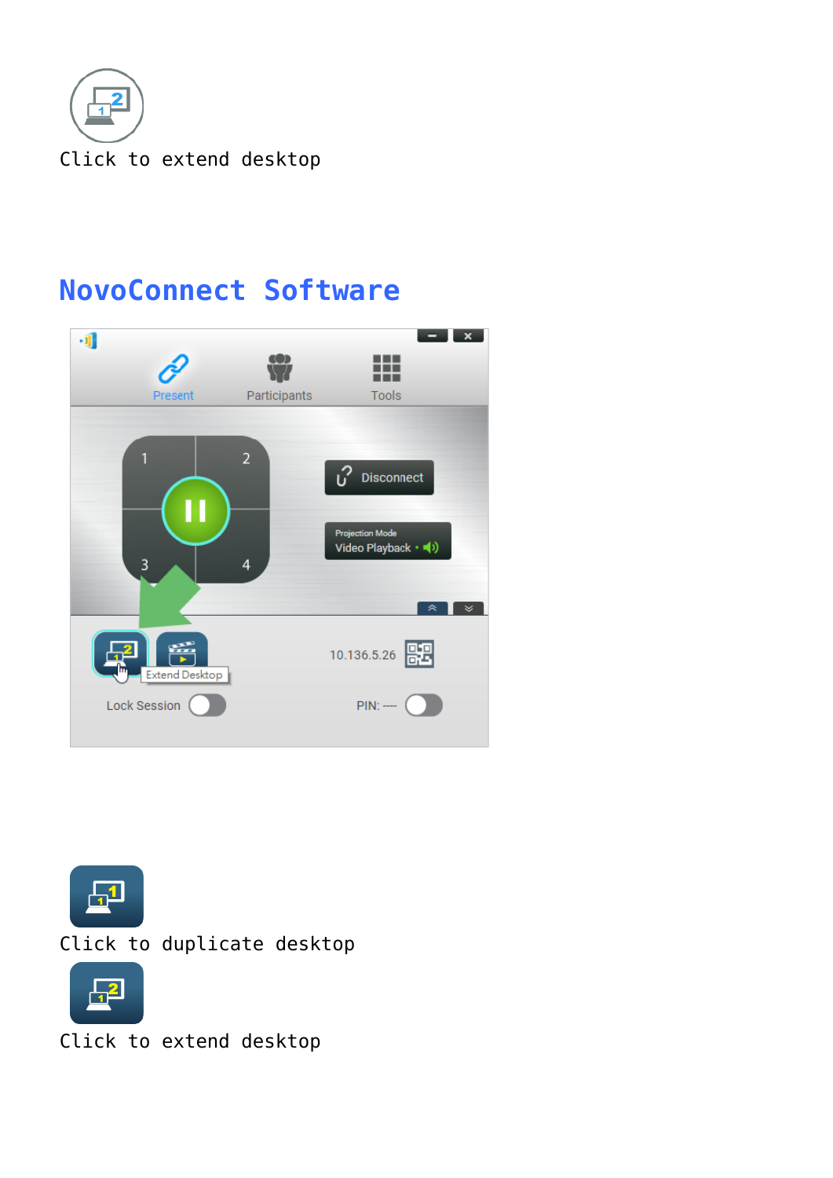Click to extend desktop

## NovoConnect Software

Click to duplicate desktop

Click to extend desktop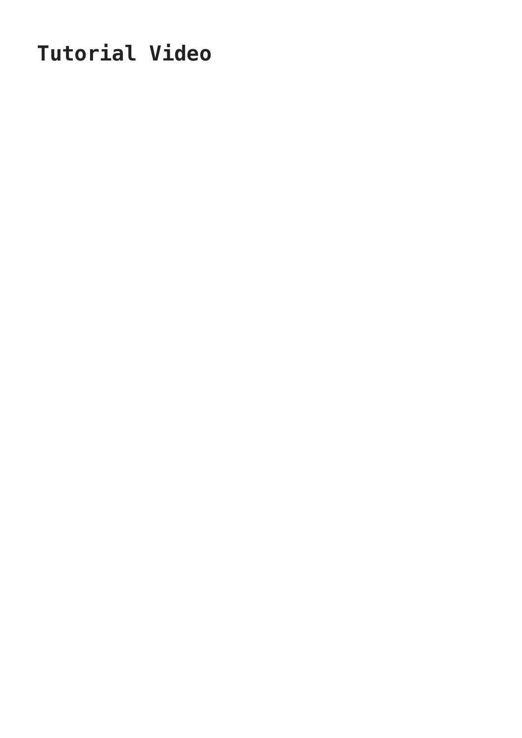## Tutorial Video